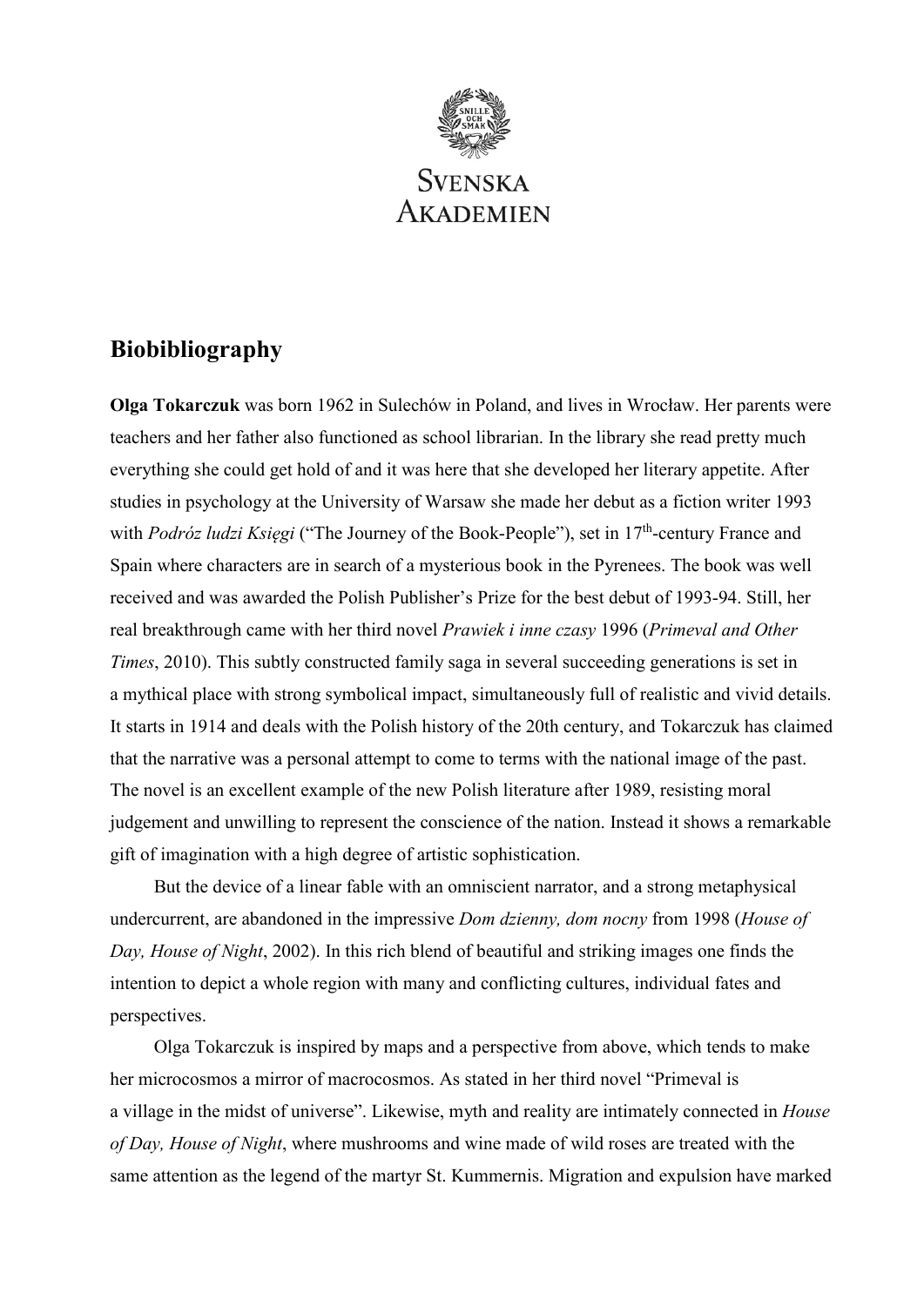Svenska Akademien

## Biobibliography

**Olga Tokarczuk** was born 1962 in Sulechów in Poland, and lives in Wrocław. Her parents were teachers and her father also functioned as school librarian. In the library she read pretty much everything she could get hold of and it was here that she developed her literary appetite. After studies in psychology at the University of Warsaw she made her debut as a fiction writer 1993 with *Podróz ludzi Księgi* ("The Journey of the Book-People"), set in 17th-century France and Spain where characters are in search of a mysterious book in the Pyrenees. The book was well received and was awarded the Polish Publisher's Prize for the best debut of 1993-94. Still, her real breakthrough came with her third novel *Prawiek i inne czasy* 1996 (*Primeval and Other Times*, 2010). This subtly constructed family saga in several succeeding generations is set in a mythical place with strong symbolical impact, simultaneously full of realistic and vivid details. It starts in 1914 and deals with the Polish history of the 20th century, and Tokarczuk has claimed that the narrative was a personal attempt to come to terms with the national image of the past. The novel is an excellent example of the new Polish literature after 1989, resisting moral judgement and unwilling to represent the conscience of the nation. Instead it shows a remarkable gift of imagination with a high degree of artistic sophistication.

But the device of a linear fable with an omniscient narrator, and a strong metaphysical undercurrent, are abandoned in the impressive *Dom dzienny, dom nocny* from 1998 (*House of Day, House of Night*, 2002). In this rich blend of beautiful and striking images one finds the intention to depict a whole region with many and conflicting cultures, individual fates and perspectives.

Olga Tokarczuk is inspired by maps and a perspective from above, which tends to make her microcosmos a mirror of macrocosmos. As stated in her third novel "Primeval is a village in the midst of universe". Likewise, myth and reality are intimately connected in *House of Day, House of Night*, where mushrooms and wine made of wild roses are treated with the same attention as the legend of the martyr St. Kummernis. Migration and expulsion have marked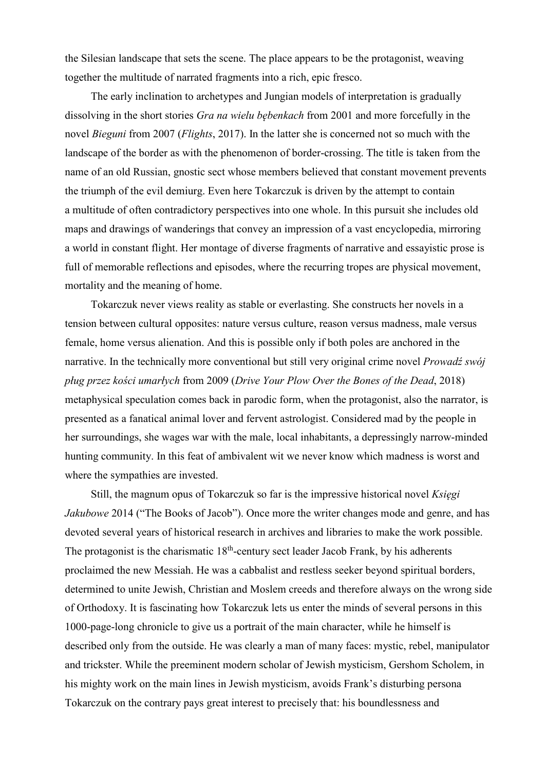the Silesian landscape that sets the scene. The place appears to be the protagonist, weaving together the multitude of narrated fragments into a rich, epic fresco.

The early inclination to archetypes and Jungian models of interpretation is gradually dissolving in the short stories *Gra na wielu bębenkach* from 2001 and more forcefully in the novel *Bieguni* from 2007 (*Flights*, 2017). In the latter she is concerned not so much with the landscape of the border as with the phenomenon of border-crossing. The title is taken from the name of an old Russian, gnostic sect whose members believed that constant movement prevents the triumph of the evil demiurg. Even here Tokarczuk is driven by the attempt to contain a multitude of often contradictory perspectives into one whole. In this pursuit she includes old maps and drawings of wanderings that convey an impression of a vast encyclopedia, mirroring a world in constant flight. Her montage of diverse fragments of narrative and essayistic prose is full of memorable reflections and episodes, where the recurring tropes are physical movement, mortality and the meaning of home.

Tokarczuk never views reality as stable or everlasting. She constructs her novels in a tension between cultural opposites: nature versus culture, reason versus madness, male versus female, home versus alienation. And this is possible only if both poles are anchored in the narrative. In the technically more conventional but still very original crime novel *Prowadź swój pług przez kości umarłych* from 2009 (*Drive Your Plow Over the Bones of the Dead*, 2018) metaphysical speculation comes back in parodic form, when the protagonist, also the narrator, is presented as a fanatical animal lover and fervent astrologist. Considered mad by the people in her surroundings, she wages war with the male, local inhabitants, a depressingly narrow-minded hunting community. In this feat of ambivalent wit we never know which madness is worst and where the sympathies are invested.

Still, the magnum opus of Tokarczuk so far is the impressive historical novel *Księgi Jakubowe* 2014 ("The Books of Jacob"). Once more the writer changes mode and genre, and has devoted several years of historical research in archives and libraries to make the work possible. The protagonist is the charismatic 18th-century sect leader Jacob Frank, by his adherents proclaimed the new Messiah. He was a cabbalist and restless seeker beyond spiritual borders, determined to unite Jewish, Christian and Moslem creeds and therefore always on the wrong side of Orthodoxy. It is fascinating how Tokarczuk lets us enter the minds of several persons in this 1000-page-long chronicle to give us a portrait of the main character, while he himself is described only from the outside. He was clearly a man of many faces: mystic, rebel, manipulator and trickster. While the preeminent modern scholar of Jewish mysticism, Gershom Scholem, in his mighty work on the main lines in Jewish mysticism, avoids Frank's disturbing persona Tokarczuk on the contrary pays great interest to precisely that: his boundlessness and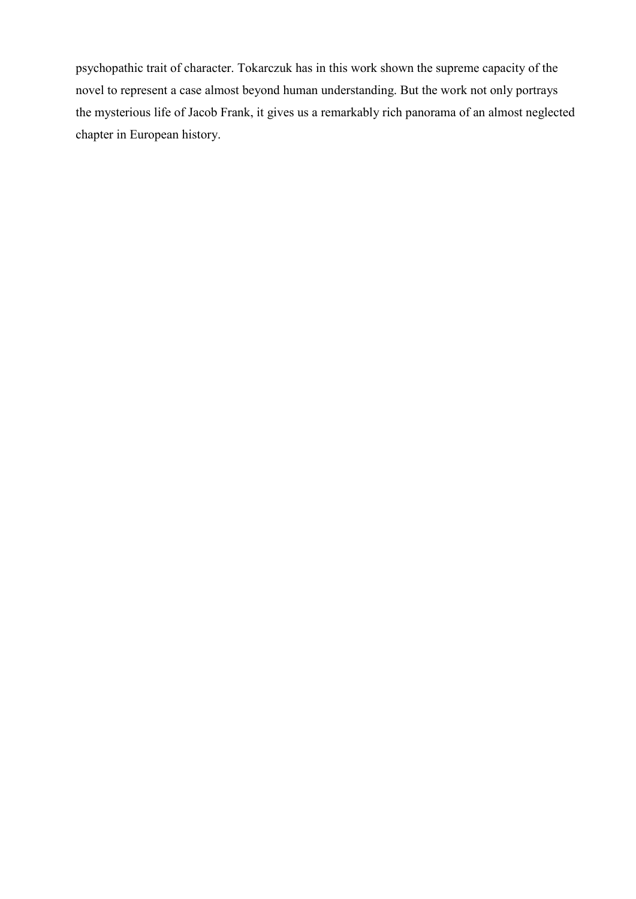psychopathic trait of character. Tokarczuk has in this work shown the supreme capacity of the novel to represent a case almost beyond human understanding. But the work not only portrays the mysterious life of Jacob Frank, it gives us a remarkably rich panorama of an almost neglected chapter in European history.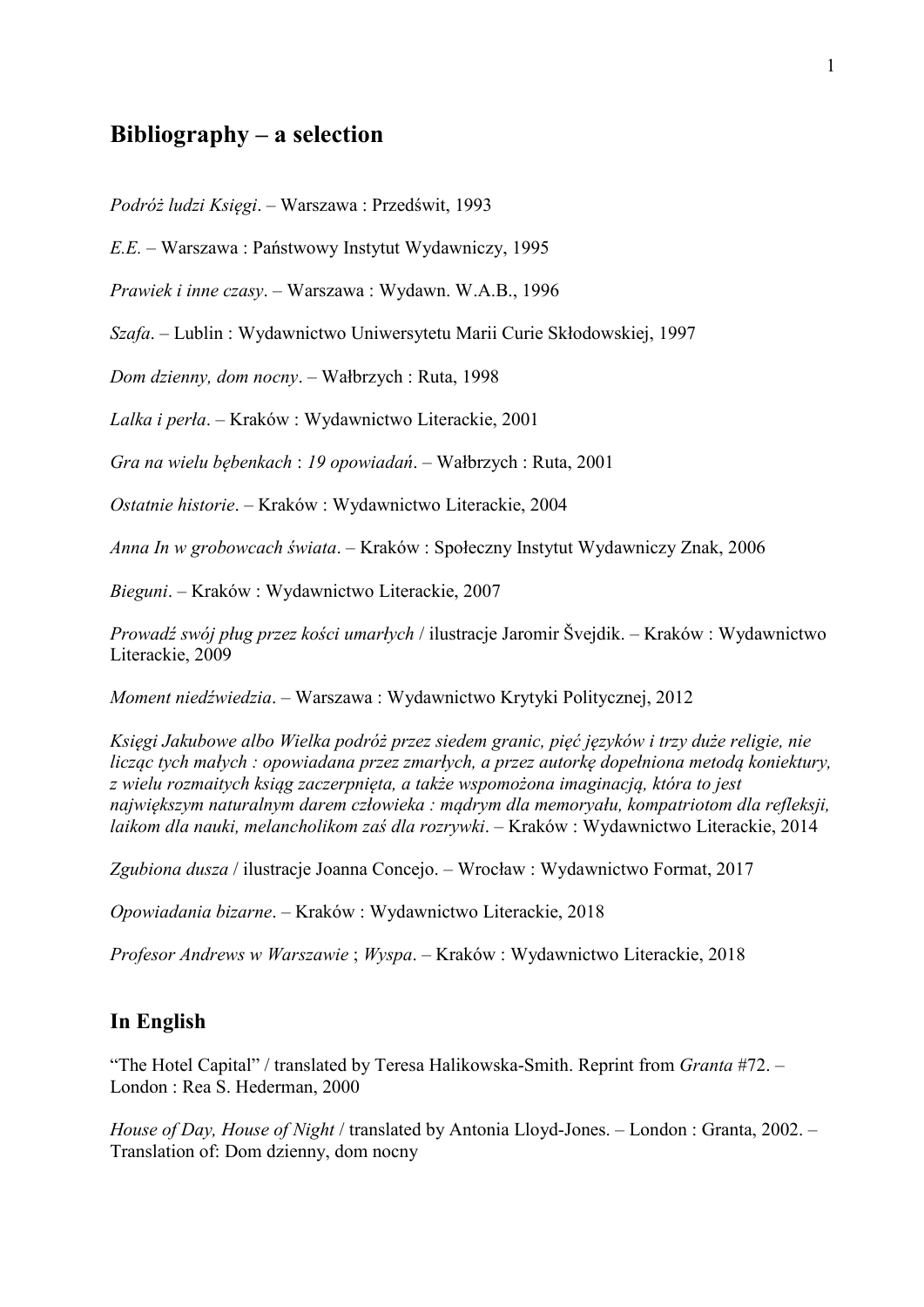## Bibliography – a selection

*Podróż ludzi Księgi*. – Warszawa : Przedświt, 1993

*E.E.* – Warszawa : Państwowy Instytut Wydawniczy, 1995

*Prawiek i inne czasy*. – Warszawa : Wydawn. W.A.B., 1996

*Szafa*. – Lublin : Wydawnictwo Uniwersytetu Marii Curie Skłodowskiej, 1997

*Dom dzienny, dom nocny*. – Wałbrzych : Ruta, 1998

*Lalka i perła*. – Kraków : Wydawnictwo Literackie, 2001

*Gra na wielu bębenkach* : *19 opowiadań*. – Wałbrzych : Ruta, 2001

*Ostatnie historie*. – Kraków : Wydawnictwo Literackie, 2004

*Anna In w grobowcach świata*. – Kraków : Społeczny Instytut Wydawniczy Znak, 2006

*Bieguni*. – Kraków : Wydawnictwo Literackie, 2007

*Prowadź swój pług przez kości umarłych* / ilustracje Jaromir Švejdik. – Kraków : Wydawnictwo Literackie, 2009

*Moment niedźwiedzia*. – Warszawa : Wydawnictwo Krytyki Politycznej, 2012

*Księgi Jakubowe albo Wielka podróż przez siedem granic, pięć języków i trzy duże religie, nie licząc tych małych : opowiadana przez zmarłych, a przez autorkę dopełniona metodą koniektury, z wielu rozmaitych ksiąg zaczerpnięta, a także wspomożona imaginacją, która to jest największym naturalnym darem człowieka : mądrym dla memoryału, kompatriotom dla refleksji, laikom dla nauki, melancholikom zaś dla rozrywki*. – Kraków : Wydawnictwo Literackie, 2014

*Zgubiona dusza* / ilustracje Joanna Concejo. – Wrocław : Wydawnictwo Format, 2017

*Opowiadania bizarne*. – Kraków : Wydawnictwo Literackie, 2018

*Profesor Andrews w Warszawie* ; *Wyspa*. – Kraków : Wydawnictwo Literackie, 2018

## In English

"The Hotel Capital" / translated by Teresa Halikowska-Smith. Reprint from *Granta* #72. – London : Rea S. Hederman, 2000

*House of Day, House of Night* / translated by Antonia Lloyd-Jones. – London : Granta, 2002. – Translation of: Dom dzienny, dom nocny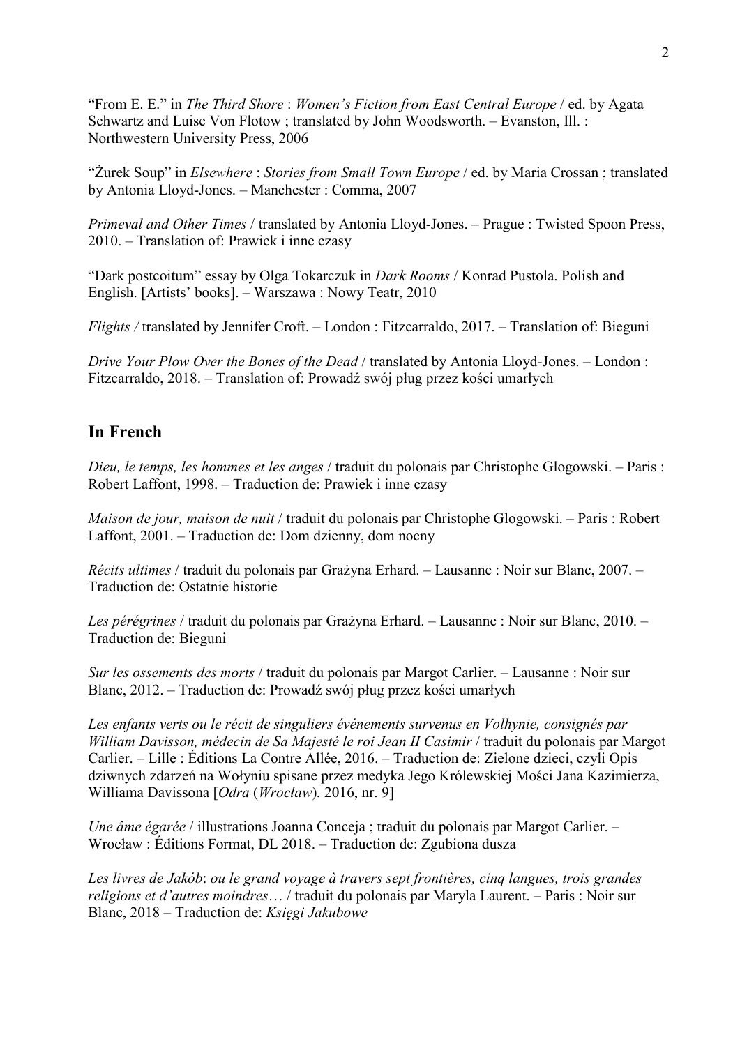"From E. E." in *The Third Shore* : *Women's Fiction from East Central Europe* / ed. by Agata Schwartz and Luise Von Flotow ; translated by John Woodsworth. – Evanston, Ill. : Northwestern University Press, 2006

"Żurek Soup" in *Elsewhere* : *Stories from Small Town Europe* / ed. by Maria Crossan ; translated by Antonia Lloyd-Jones. – Manchester : Comma, 2007

*Primeval and Other Times* / translated by Antonia Lloyd-Jones. – Prague : Twisted Spoon Press, 2010. – Translation of: Prawiek i inne czasy

"Dark postcoitum" essay by Olga Tokarczuk in *Dark Rooms* / Konrad Pustola. Polish and English. [Artists' books]. – Warszawa : Nowy Teatr, 2010

*Flights /* translated by Jennifer Croft. – London : Fitzcarraldo, 2017. – Translation of: Bieguni

*Drive Your Plow Over the Bones of the Dead* / translated by Antonia Lloyd-Jones. – London : Fitzcarraldo, 2018. – Translation of: Prowadź swój pług przez kości umarłych

## In French

*Dieu, le temps, les hommes et les anges* / traduit du polonais par Christophe Glogowski. – Paris : Robert Laffont, 1998. – Traduction de: Prawiek i inne czasy

*Maison de jour, maison de nuit* / traduit du polonais par Christophe Glogowski. – Paris : Robert Laffont, 2001. – Traduction de: Dom dzienny, dom nocny

*Récits ultimes* / traduit du polonais par Grażyna Erhard. – Lausanne : Noir sur Blanc, 2007. – Traduction de: Ostatnie historie

*Les pérégrines* / traduit du polonais par Grażyna Erhard. – Lausanne : Noir sur Blanc, 2010. – Traduction de: Bieguni

*Sur les ossements des morts* / traduit du polonais par Margot Carlier. – Lausanne : Noir sur Blanc, 2012. – Traduction de: Prowadź swój pług przez kości umarłych

*Les enfants verts ou le récit de singuliers événements survenus en Volhynie, consignés par William Davisson, médecin de Sa Majesté le roi Jean II Casimir* / traduit du polonais par Margot Carlier. – Lille : Éditions La Contre Allée, 2016. – Traduction de: Zielone dzieci, czyli Opis dziwnych zdarzeń na Wołyniu spisane przez medyka Jego Królewskiej Mości Jana Kazimierza, Williama Davissona [*Odra* (*Wrocław*)*.* 2016, nr. 9]

*Une âme égarée* / illustrations Joanna Conceja ; traduit du polonais par Margot Carlier. – Wrocław : Éditions Format, DL 2018. – Traduction de: Zgubiona dusza

*Les livres de Jakób*: *ou le grand voyage à travers sept frontières, cinq langues, trois grandes religions et d'autres moindres*… / traduit du polonais par Maryla Laurent. – Paris : Noir sur Blanc, 2018 – Traduction de: *Księgi Jakubowe*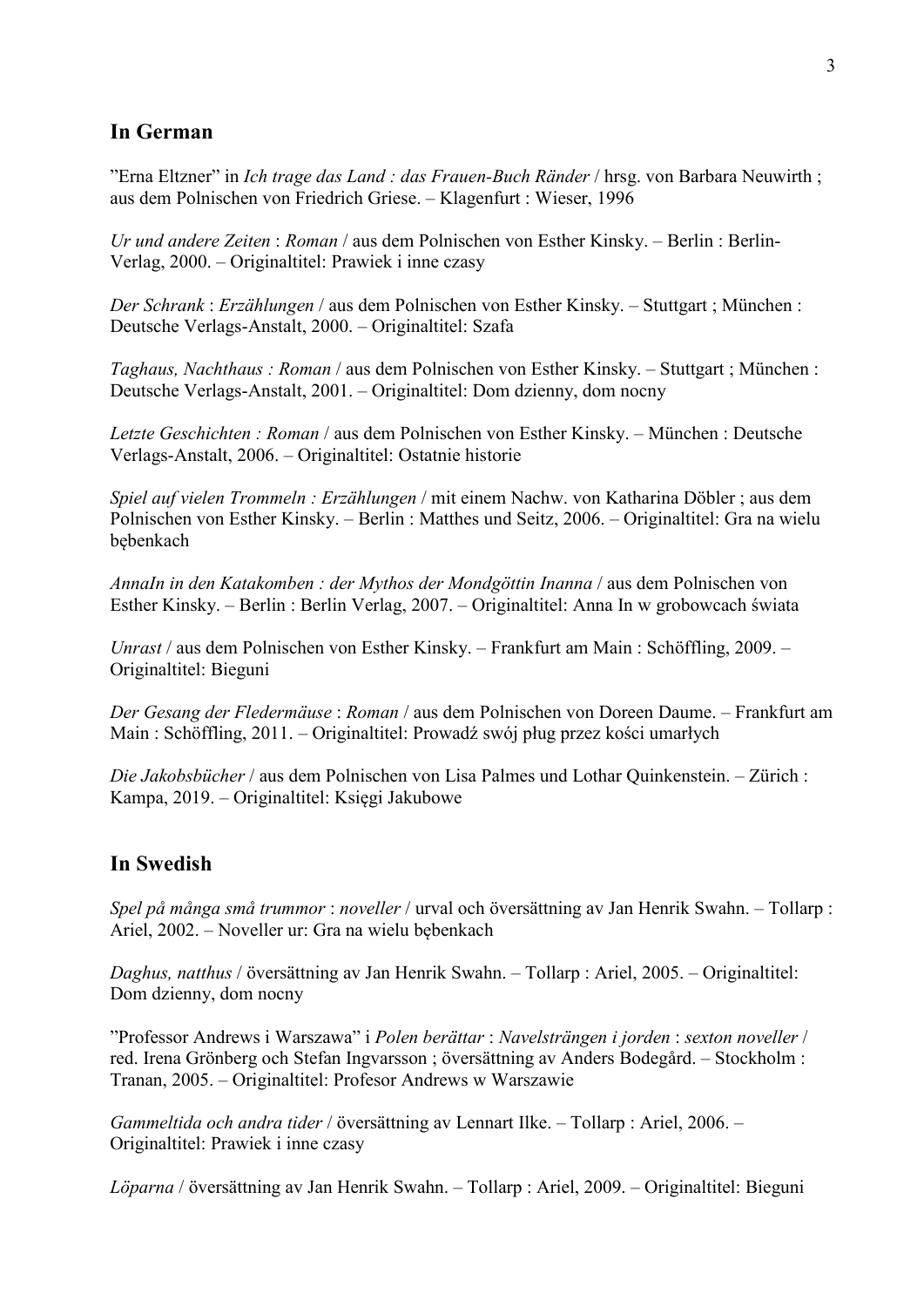## In German

"Erna Eltzner" in *Ich trage das Land : das Frauen-Buch Ränder* / hrsg. von Barbara Neuwirth ; aus dem Polnischen von Friedrich Griese. – Klagenfurt : Wieser, 1996

*Ur und andere Zeiten* : *Roman* / aus dem Polnischen von Esther Kinsky. – Berlin : Berlin-Verlag, 2000. – Originaltitel: Prawiek i inne czasy

*Der Schrank* : *Erzählungen* / aus dem Polnischen von Esther Kinsky. – Stuttgart ; München : Deutsche Verlags-Anstalt, 2000. – Originaltitel: Szafa

*Taghaus, Nachthaus : Roman* / aus dem Polnischen von Esther Kinsky. – Stuttgart ; München : Deutsche Verlags-Anstalt, 2001. – Originaltitel: Dom dzienny, dom nocny

*Letzte Geschichten : Roman* / aus dem Polnischen von Esther Kinsky. – München : Deutsche Verlags-Anstalt, 2006. – Originaltitel: Ostatnie historie

*Spiel auf vielen Trommeln : Erzählungen* / mit einem Nachw. von Katharina Döbler ; aus dem Polnischen von Esther Kinsky. – Berlin : Matthes und Seitz, 2006. – Originaltitel: Gra na wielu bębenkach

*AnnaIn in den Katakomben : der Mythos der Mondgöttin Inanna* / aus dem Polnischen von Esther Kinsky. – Berlin : Berlin Verlag, 2007. – Originaltitel: Anna In w grobowcach świata

*Unrast* / aus dem Polnischen von Esther Kinsky. – Frankfurt am Main : Schöffling, 2009. – Originaltitel: Bieguni

*Der Gesang der Fledermäuse* : *Roman* / aus dem Polnischen von Doreen Daume. – Frankfurt am Main : Schöffling, 2011. – Originaltitel: Prowadź swój pług przez kości umarłych

*Die Jakobsbücher* / aus dem Polnischen von Lisa Palmes und Lothar Quinkenstein. – Zürich : Kampa, 2019. – Originaltitel: Księgi Jakubowe

## In Swedish

*Spel på många små trummor* : *noveller* / urval och översättning av Jan Henrik Swahn. – Tollarp : Ariel, 2002. – Noveller ur: Gra na wielu bębenkach

*Daghus, natthus* / översättning av Jan Henrik Swahn. – Tollarp : Ariel, 2005. – Originaltitel: Dom dzienny, dom nocny

"Professor Andrews i Warszawa" i *Polen berättar* : *Navelsträngen i jorden* : *sexton noveller* / red. Irena Grönberg och Stefan Ingvarsson ; översättning av Anders Bodegård. – Stockholm : Tranan, 2005. – Originaltitel: Profesor Andrews w Warszawie

*Gammeltida och andra tider* / översättning av Lennart Ilke. – Tollarp : Ariel, 2006. – Originaltitel: Prawiek i inne czasy

*Löparna* / översättning av Jan Henrik Swahn. – Tollarp : Ariel, 2009. – Originaltitel: Bieguni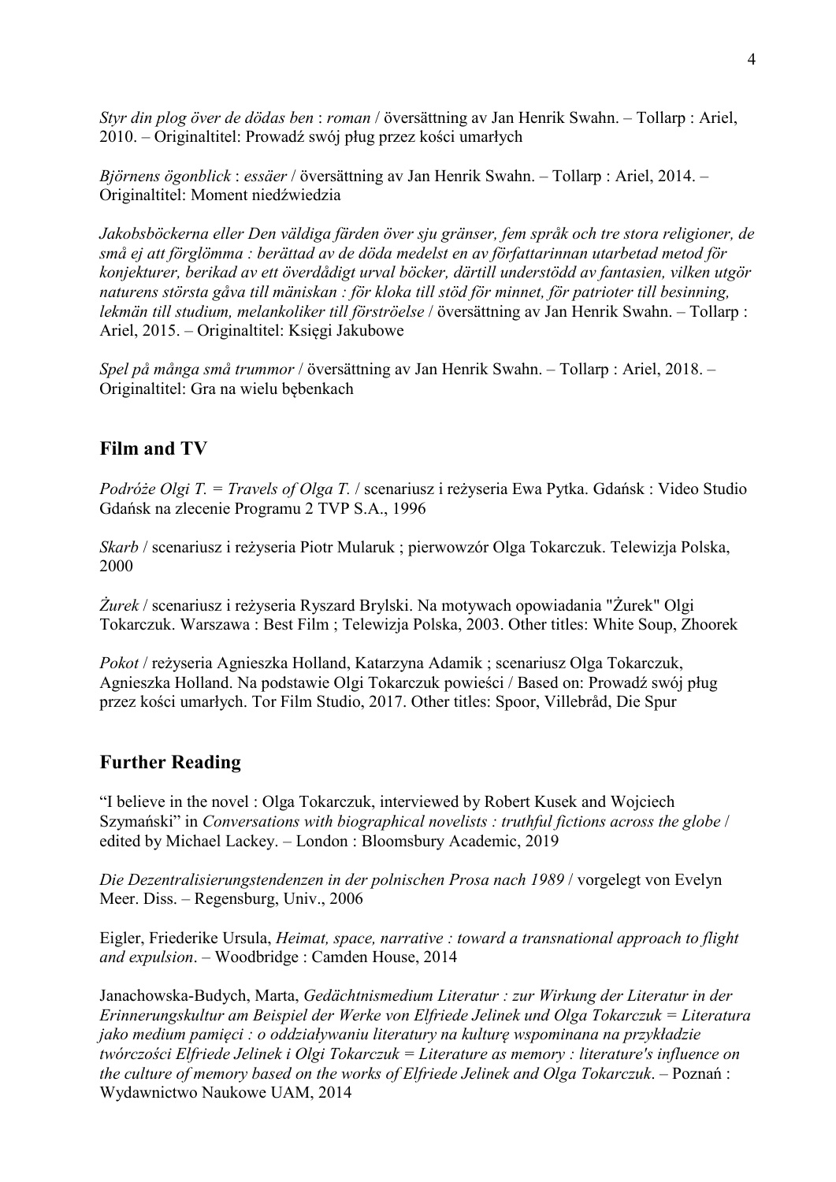*Styr din plog över de dödas ben* : *roman* / översättning av Jan Henrik Swahn. – Tollarp : Ariel, 2010. – Originaltitel: Prowadź swój pług przez kości umarłych

*Björnens ögonblick* : *essäer* / översättning av Jan Henrik Swahn. – Tollarp : Ariel, 2014. – Originaltitel: Moment niedźwiedzia

*Jakobsböckerna eller Den väldiga färden över sju gränser, fem språk och tre stora religioner, de små ej att förglömma : berättad av de döda medelst en av författarinnan utarbetad metod för konjekturer, berikad av ett överdådigt urval böcker, därtill understödd av fantasien, vilken utgör naturens största gåva till människan : för kloka till stöd för minnet, för patrioter till besinning, lekmän till studium, melankoliker till förströelse* / översättning av Jan Henrik Swahn. – Tollarp : Ariel, 2015. – Originaltitel: Księgi Jakubowe

*Spel på många små trummor* / översättning av Jan Henrik Swahn. – Tollarp : Ariel, 2018. – Originaltitel: Gra na wielu bębenkach

## Film and TV

*Podróże Olgi T. = Travels of Olga T.* / scenariusz i reżyseria Ewa Pytka. Gdańsk : Video Studio Gdańsk na zlecenie Programu 2 TVP S.A., 1996

*Skarb* / scenariusz i reżyseria Piotr Mularuk ; pierwowzór Olga Tokarczuk. Telewizja Polska, 2000

*Żurek* / scenariusz i reżyseria Ryszard Brylski. Na motywach opowiadania "Żurek" Olgi Tokarczuk. Warszawa : Best Film ; Telewizja Polska, 2003. Other titles: White Soup, Zhoorek

*Pokot* / reżyseria Agnieszka Holland, Katarzyna Adamik ; scenariusz Olga Tokarczuk, Agnieszka Holland. Na podstawie Olgi Tokarczuk powieści / Based on: Prowadź swój pług przez kości umarłych. Tor Film Studio, 2017. Other titles: Spoor, Villebråd, Die Spur

## Further Reading

"I believe in the novel : Olga Tokarczuk, interviewed by Robert Kusek and Wojciech Szymański" in *Conversations with biographical novelists : truthful fictions across the globe* / edited by Michael Lackey. – London : Bloomsbury Academic, 2019

*Die Dezentralisierungstendenzen in der polnischen Prosa nach 1989* / vorgelegt von Evelyn Meer. Diss. – Regensburg, Univ., 2006

Eigler, Friederike Ursula, *Heimat, space, narrative : toward a transnational approach to flight and expulsion*. – Woodbridge : Camden House, 2014

Janachowska-Budych, Marta, *Gedächtnismedium Literatur : zur Wirkung der Literatur in der Erinnerungskultur am Beispiel der Werke von Elfriede Jelinek und Olga Tokarczuk = Literatura jako medium pamięci : o oddziaływaniu literatury na kulturę wspominana na przykładzie twórczości Elfriede Jelinek i Olgi Tokarczuk = Literature as memory : literature's influence on the culture of memory based on the works of Elfriede Jelinek and Olga Tokarczuk*. – Poznań : Wydawnictwo Naukowe UAM, 2014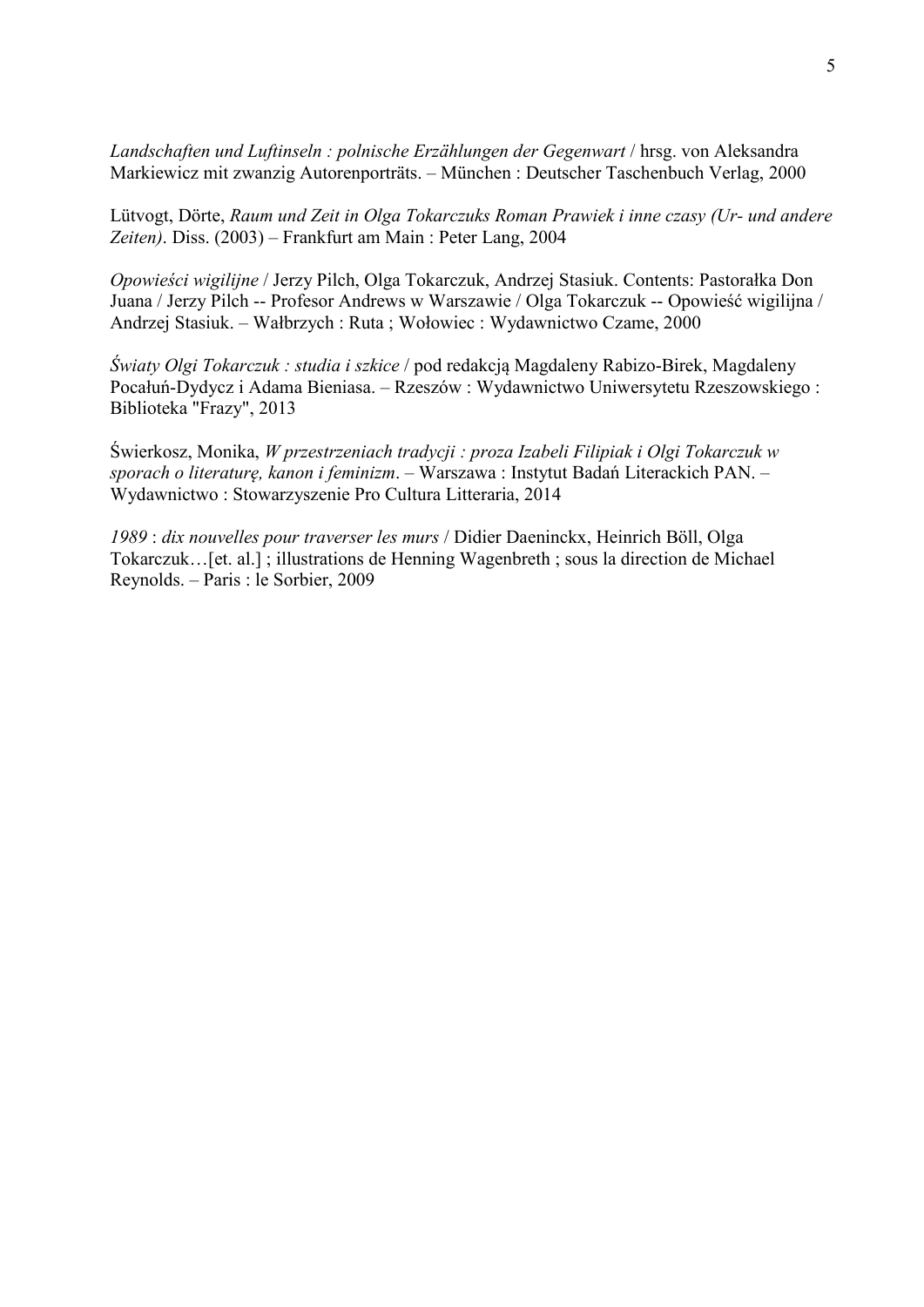*Landschaften und Luftinseln : polnische Erzählungen der Gegenwart* / hrsg. von Aleksandra Markiewicz mit zwanzig Autorenporträts. – München : Deutscher Taschenbuch Verlag, 2000

Lütvogt, Dörte, *Raum und Zeit in Olga Tokarczuks Roman Prawiek i inne czasy (Ur- und andere Zeiten)*. Diss. (2003) – Frankfurt am Main : Peter Lang, 2004

*Opowieści wigilijne* / Jerzy Pilch, Olga Tokarczuk, Andrzej Stasiuk. Contents: Pastorałka Don Juana / Jerzy Pilch -- Profesor Andrews w Warszawie / Olga Tokarczuk -- Opowieść wigilijna / Andrzej Stasiuk. – Wałbrzych : Ruta ; Wołowiec : Wydawnictwo Czame, 2000

*Światy Olgi Tokarczuk : studia i szkice* / pod redakcją Magdaleny Rabizo-Birek, Magdaleny Pocałuń-Dydycz i Adama Bieniasa. – Rzeszów : Wydawnictwo Uniwersytetu Rzeszowskiego : Biblioteka "Frazy", 2013

Świerkosz, Monika, *W przestrzeniach tradycji : proza Izabeli Filipiak i Olgi Tokarczuk w sporach o literaturę, kanon i feminizm*. – Warszawa : Instytut Badań Literackich PAN. – Wydawnictwo : Stowarzyszenie Pro Cultura Litteraria, 2014

*1989* : *dix nouvelles pour traverser les murs* / Didier Daeninckx, Heinrich Böll, Olga Tokarczuk…[et. al.] ; illustrations de Henning Wagenbreth ; sous la direction de Michael Reynolds. – Paris : le Sorbier, 2009